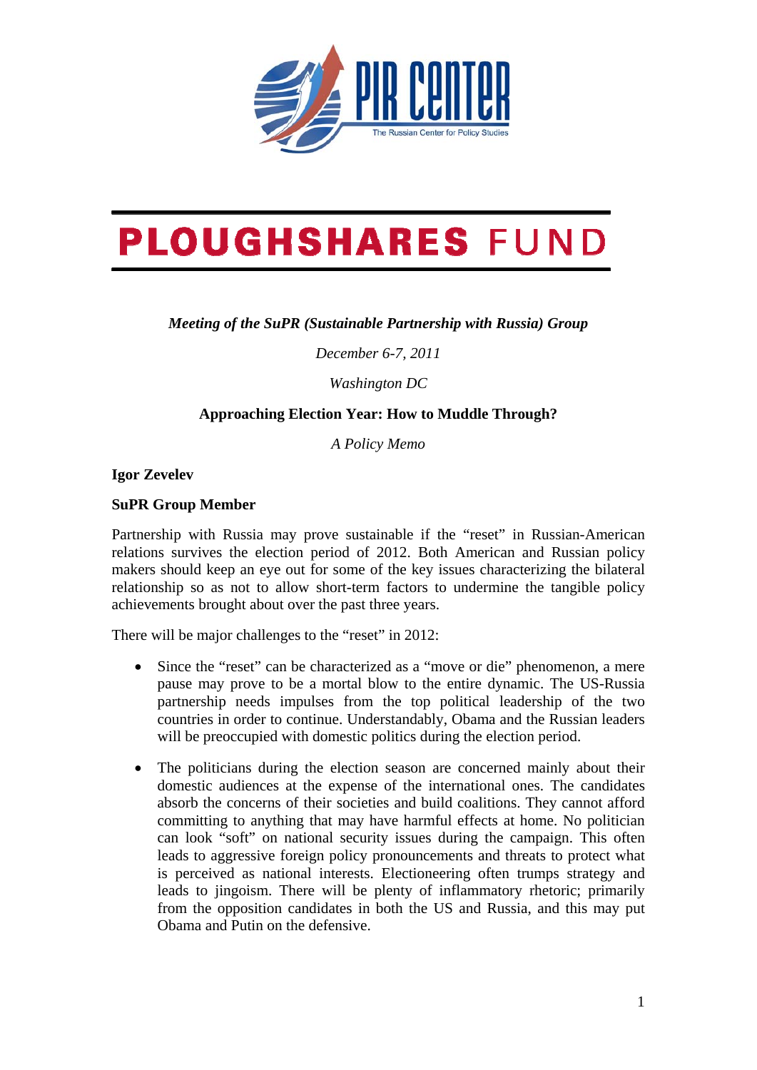PIR CENTER
The Russian Center for Policy Studies

PLOUGHSHARES FUND

*Meeting of the SuPR (Sustainable Partnership with Russia) Group*

*December 6-7, 2011*

*Washington DC*

**Approaching Election Year: How to Muddle Through?**

*A Policy Memo*

**Igor Zevelev**

**SuPR Group Member**

Partnership with Russia may prove sustainable if the "reset" in Russian-American relations survives the election period of 2012. Both American and Russian policy makers should keep an eye out for some of the key issues characterizing the bilateral relationship so as not to allow short-term factors to undermine the tangible policy achievements brought about over the past three years.

There will be major challenges to the "reset" in 2012:

- Since the "reset" can be characterized as a "move or die" phenomenon, a mere pause may prove to be a mortal blow to the entire dynamic. The US-Russia partnership needs impulses from the top political leadership of the two countries in order to continue. Understandably, Obama and the Russian leaders will be preoccupied with domestic politics during the election period.

- The politicians during the election season are concerned mainly about their domestic audiences at the expense of the international ones. The candidates absorb the concerns of their societies and build coalitions. They cannot afford committing to anything that may have harmful effects at home. No politician can look "soft" on national security issues during the campaign. This often leads to aggressive foreign policy pronouncements and threats to protect what is perceived as national interests. Electioneering often trumps strategy and leads to jingoism. There will be plenty of inflammatory rhetoric; primarily from the opposition candidates in both the US and Russia, and this may put Obama and Putin on the defensive.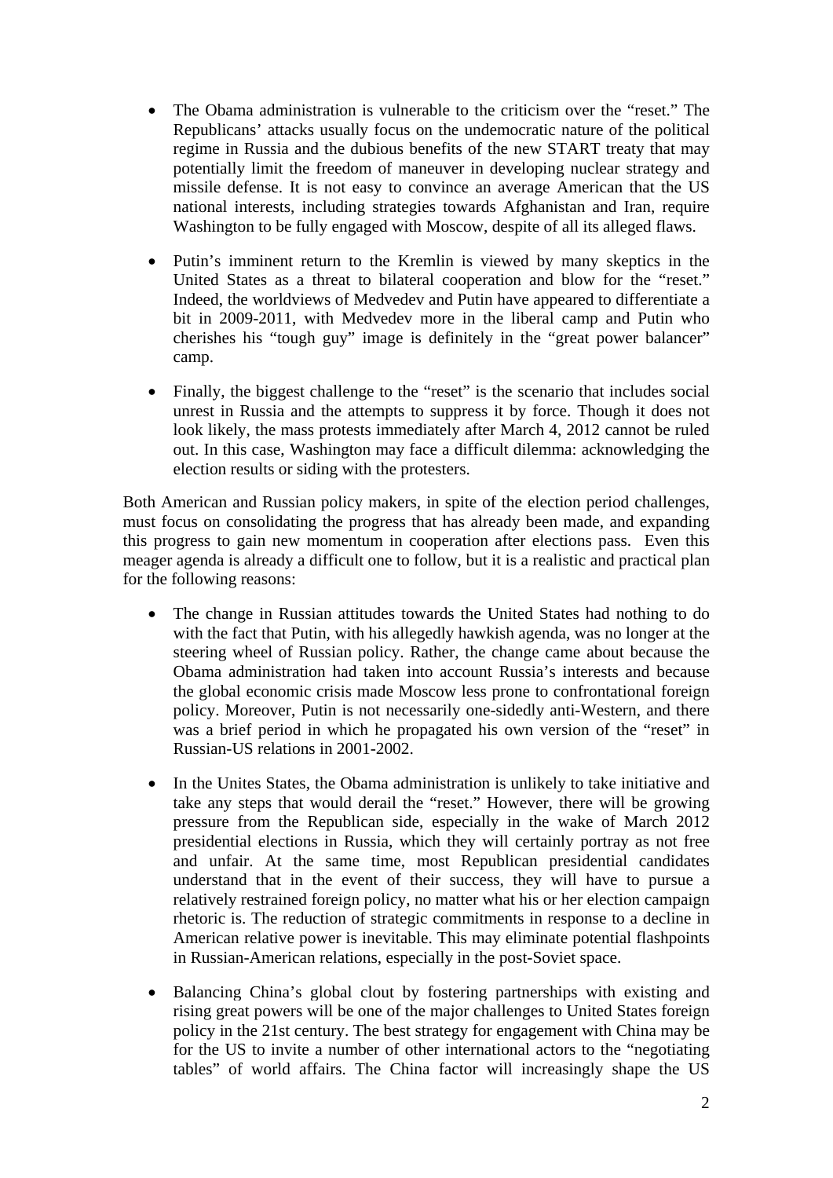- The Obama administration is vulnerable to the criticism over the "reset." The Republicans' attacks usually focus on the undemocratic nature of the political regime in Russia and the dubious benefits of the new START treaty that may potentially limit the freedom of maneuver in developing nuclear strategy and missile defense. It is not easy to convince an average American that the US national interests, including strategies towards Afghanistan and Iran, require Washington to be fully engaged with Moscow, despite of all its alleged flaws.

- Putin's imminent return to the Kremlin is viewed by many skeptics in the United States as a threat to bilateral cooperation and blow for the "reset." Indeed, the worldviews of Medvedev and Putin have appeared to differentiate a bit in 2009-2011, with Medvedev more in the liberal camp and Putin who cherishes his "tough guy" image is definitely in the "great power balancer" camp.

- Finally, the biggest challenge to the "reset" is the scenario that includes social unrest in Russia and the attempts to suppress it by force. Though it does not look likely, the mass protests immediately after March 4, 2012 cannot be ruled out. In this case, Washington may face a difficult dilemma: acknowledging the election results or siding with the protesters.

Both American and Russian policy makers, in spite of the election period challenges, must focus on consolidating the progress that has already been made, and expanding this progress to gain new momentum in cooperation after elections pass. Even this meager agenda is already a difficult one to follow, but it is a realistic and practical plan for the following reasons:

- The change in Russian attitudes towards the United States had nothing to do with the fact that Putin, with his allegedly hawkish agenda, was no longer at the steering wheel of Russian policy. Rather, the change came about because the Obama administration had taken into account Russia's interests and because the global economic crisis made Moscow less prone to confrontational foreign policy. Moreover, Putin is not necessarily one-sidedly anti-Western, and there was a brief period in which he propagated his own version of the "reset" in Russian-US relations in 2001-2002.

- In the Unites States, the Obama administration is unlikely to take initiative and take any steps that would derail the "reset." However, there will be growing pressure from the Republican side, especially in the wake of March 2012 presidential elections in Russia, which they will certainly portray as not free and unfair. At the same time, most Republican presidential candidates understand that in the event of their success, they will have to pursue a relatively restrained foreign policy, no matter what his or her election campaign rhetoric is. The reduction of strategic commitments in response to a decline in American relative power is inevitable. This may eliminate potential flashpoints in Russian-American relations, especially in the post-Soviet space.

- Balancing China's global clout by fostering partnerships with existing and rising great powers will be one of the major challenges to United States foreign policy in the 21st century. The best strategy for engagement with China may be for the US to invite a number of other international actors to the "negotiating tables" of world affairs. The China factor will increasingly shape the US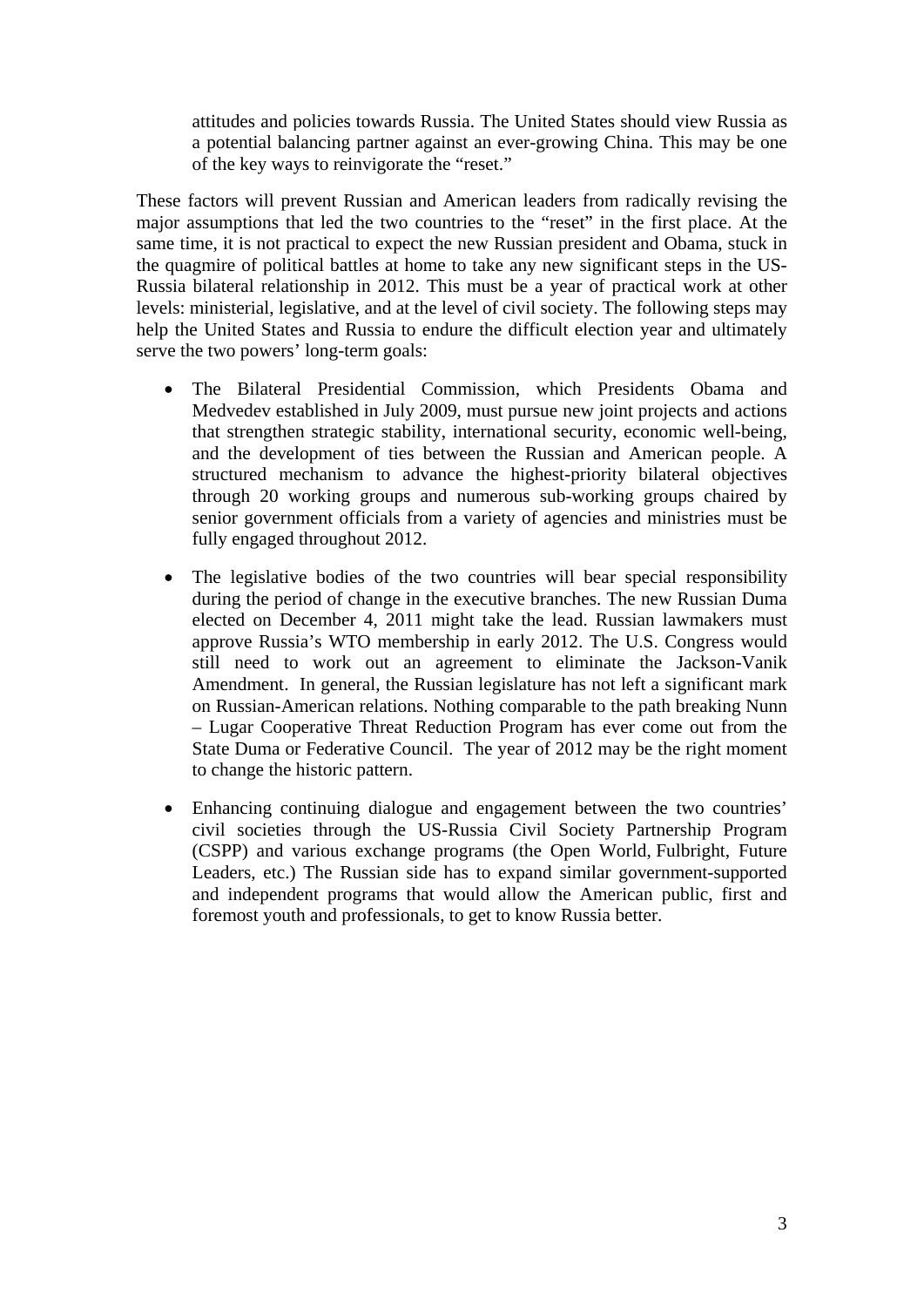attitudes and policies towards Russia. The United States should view Russia as a potential balancing partner against an ever-growing China. This may be one of the key ways to reinvigorate the "reset."

These factors will prevent Russian and American leaders from radically revising the major assumptions that led the two countries to the "reset" in the first place. At the same time, it is not practical to expect the new Russian president and Obama, stuck in the quagmire of political battles at home to take any new significant steps in the US-Russia bilateral relationship in 2012. This must be a year of practical work at other levels: ministerial, legislative, and at the level of civil society. The following steps may help the United States and Russia to endure the difficult election year and ultimately serve the two powers' long-term goals:

- The Bilateral Presidential Commission, which Presidents Obama and Medvedev established in July 2009, must pursue new joint projects and actions that strengthen strategic stability, international security, economic well-being, and the development of ties between the Russian and American people. A structured mechanism to advance the highest-priority bilateral objectives through 20 working groups and numerous sub-working groups chaired by senior government officials from a variety of agencies and ministries must be fully engaged throughout 2012.

- The legislative bodies of the two countries will bear special responsibility during the period of change in the executive branches. The new Russian Duma elected on December 4, 2011 might take the lead. Russian lawmakers must approve Russia's WTO membership in early 2012. The U.S. Congress would still need to work out an agreement to eliminate the Jackson-Vanik Amendment. In general, the Russian legislature has not left a significant mark on Russian-American relations. Nothing comparable to the path breaking Nunn – Lugar Cooperative Threat Reduction Program has ever come out from the State Duma or Federative Council. The year of 2012 may be the right moment to change the historic pattern.

- Enhancing continuing dialogue and engagement between the two countries' civil societies through the US-Russia Civil Society Partnership Program (CSPP) and various exchange programs (the Open World, Fulbright, Future Leaders, etc.) The Russian side has to expand similar government-supported and independent programs that would allow the American public, first and foremost youth and professionals, to get to know Russia better.